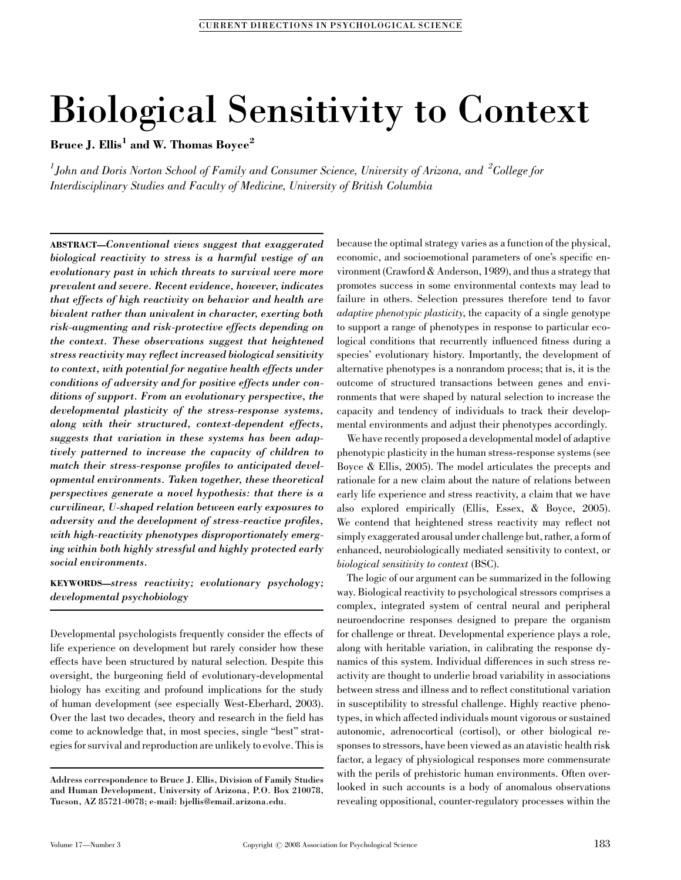# Biological Sensitivity to Context

**Bruce J. Ellis[1] and W. Thomas Boyce[2]**

*[1]John and Doris Norton School of Family and Consumer Science, University of Arizona, and [2]College for Interdisciplinary Studies and Faculty of Medicine, University of British Columbia*

**ABSTRACT**—*Conventional views suggest that exaggerated biological reactivity to stress is a harmful vestige of an evolutionary past in which threats to survival were more prevalent and severe. Recent evidence, however, indicates that effects of high reactivity on behavior and health are bivalent rather than univalent in character, exerting both risk-augmenting and risk-protective effects depending on the context. These observations suggest that heightened stress reactivity may reflect increased biological sensitivity to context, with potential for negative health effects under conditions of adversity and for positive effects under conditions of support. From an evolutionary perspective, the developmental plasticity of the stress-response systems, along with their structured, context-dependent effects, suggests that variation in these systems has been adaptively patterned to increase the capacity of children to match their stress-response profiles to anticipated developmental environments. Taken together, these theoretical perspectives generate a novel hypothesis: that there is a curvilinear, U-shaped relation between early exposures to adversity and the development of stress-reactive profiles, with high-reactivity phenotypes disproportionately emerging within both highly stressful and highly protected early social environments.*

**KEYWORDS**—*stress reactivity; evolutionary psychology; developmental psychobiology*

Developmental psychologists frequently consider the effects of life experience on development but rarely consider how these effects have been structured by natural selection. Despite this oversight, the burgeoning field of evolutionary-developmental biology has exciting and profound implications for the study of human development (see especially West-Eberhard, 2003). Over the last two decades, theory and research in the field has come to acknowledge that, in most species, single "best" strategies for survival and reproduction are unlikely to evolve. This is because the optimal strategy varies as a function of the physical, economic, and socioemotional parameters of one's specific environment (Crawford & Anderson, 1989), and thus a strategy that promotes success in some environmental contexts may lead to failure in others. Selection pressures therefore tend to favor *adaptive phenotypic plasticity*, the capacity of a single genotype to support a range of phenotypes in response to particular ecological conditions that recurrently influenced fitness during a species' evolutionary history. Importantly, the development of alternative phenotypes is a nonrandom process; that is, it is the outcome of structured transactions between genes and environments that were shaped by natural selection to increase the capacity and tendency of individuals to track their developmental environments and adjust their phenotypes accordingly.

We have recently proposed a developmental model of adaptive phenotypic plasticity in the human stress-response systems (see Boyce & Ellis, 2005). The model articulates the precepts and rationale for a new claim about the nature of relations between early life experience and stress reactivity, a claim that we have also explored empirically (Ellis, Essex, & Boyce, 2005). We contend that heightened stress reactivity may reflect not simply exaggerated arousal under challenge but, rather, a form of enhanced, neurobiologically mediated sensitivity to context, or *biological sensitivity to context* (BSC).

The logic of our argument can be summarized in the following way. Biological reactivity to psychological stressors comprises a complex, integrated system of central neural and peripheral neuroendocrine responses designed to prepare the organism for challenge or threat. Developmental experience plays a role, along with heritable variation, in calibrating the response dynamics of this system. Individual differences in such stress reactivity are thought to underlie broad variability in associations between stress and illness and to reflect constitutional variation in susceptibility to stressful challenge. Highly reactive phenotypes, in which affected individuals mount vigorous or sustained autonomic, adrenocortical (cortisol), or other biological responses to stressors, have been viewed as an atavistic health risk factor, a legacy of physiological responses more commensurate with the perils of prehistoric human environments. Often overlooked in such accounts is a body of anomalous observations revealing oppositional, counter-regulatory processes within the

Address correspondence to Bruce J. Ellis, Division of Family Studies and Human Development, University of Arizona, P.O. Box 210078, Tucson, AZ 85721-0078; e-mail: bjellis@email.arizona.edu.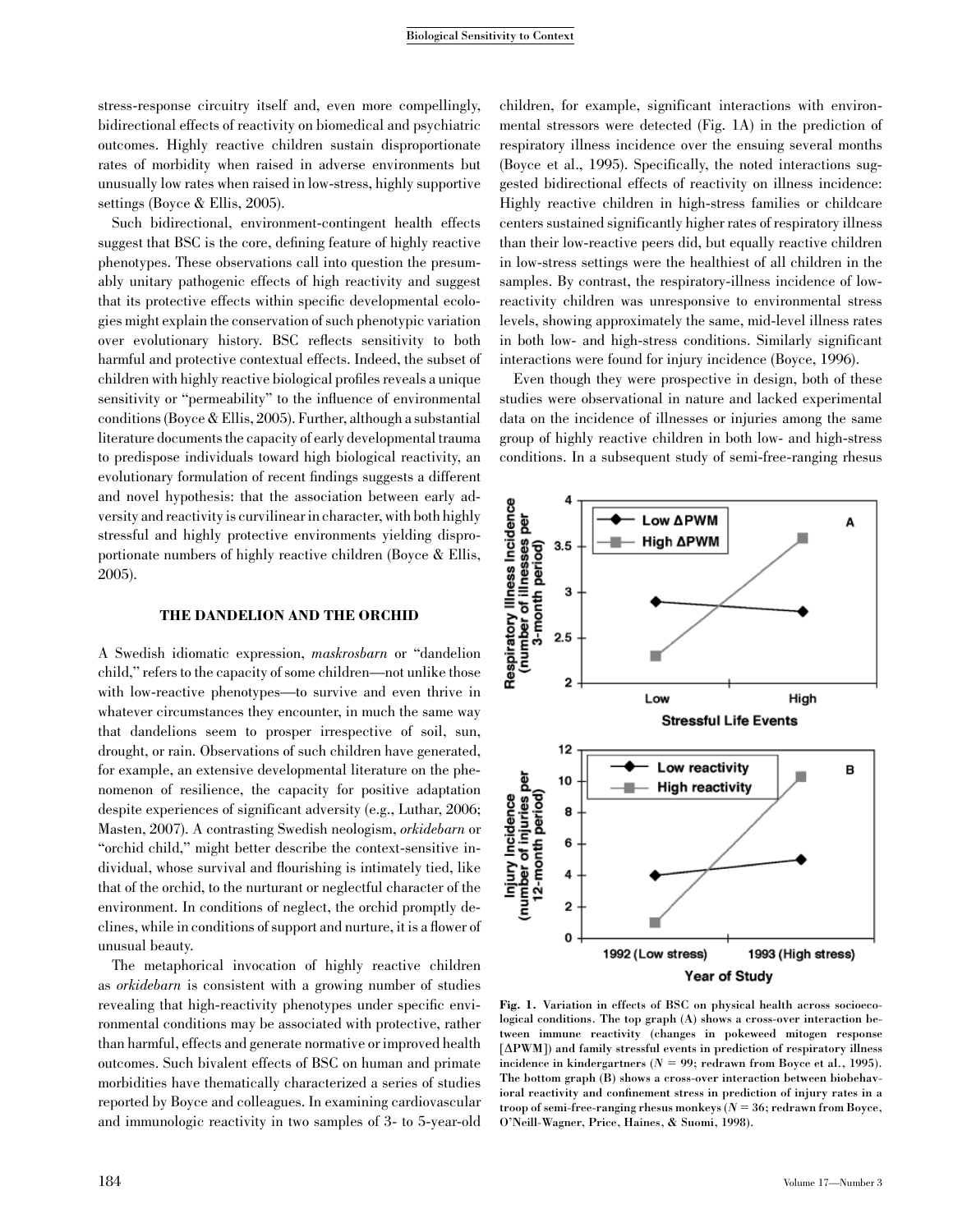stress-response circuitry itself and, even more compellingly, bidirectional effects of reactivity on biomedical and psychiatric outcomes. Highly reactive children sustain disproportionate rates of morbidity when raised in adverse environments but unusually low rates when raised in low-stress, highly supportive settings (Boyce & Ellis, 2005).

Such bidirectional, environment-contingent health effects suggest that BSC is the core, defining feature of highly reactive phenotypes. These observations call into question the presumably unitary pathogenic effects of high reactivity and suggest that its protective effects within specific developmental ecologies might explain the conservation of such phenotypic variation over evolutionary history. BSC reflects sensitivity to both harmful and protective contextual effects. Indeed, the subset of children with highly reactive biological profiles reveals a unique sensitivity or "permeability" to the influence of environmental conditions (Boyce & Ellis, 2005). Further, although a substantial literature documents the capacity of early developmental trauma to predispose individuals toward high biological reactivity, an evolutionary formulation of recent findings suggests a different and novel hypothesis: that the association between early adversity and reactivity is curvilinear in character, with both highly stressful and highly protective environments yielding disproportionate numbers of highly reactive children (Boyce & Ellis, 2005).

## THE DANDELION AND THE ORCHID

A Swedish idiomatic expression, *maskrosbarn* or "dandelion child," refers to the capacity of some children—not unlike those with low-reactive phenotypes—to survive and even thrive in whatever circumstances they encounter, in much the same way that dandelions seem to prosper irrespective of soil, sun, drought, or rain. Observations of such children have generated, for example, an extensive developmental literature on the phenomenon of resilience, the capacity for positive adaptation despite experiences of significant adversity (e.g., Luthar, 2006; Masten, 2007). A contrasting Swedish neologism, *orkidebarn* or "orchid child," might better describe the context-sensitive individual, whose survival and flourishing is intimately tied, like that of the orchid, to the nurturant or neglectful character of the environment. In conditions of neglect, the orchid promptly declines, while in conditions of support and nurture, it is a flower of unusual beauty.

The metaphorical invocation of highly reactive children as *orkidebarn* is consistent with a growing number of studies revealing that high-reactivity phenotypes under specific environmental conditions may be associated with protective, rather than harmful, effects and generate normative or improved health outcomes. Such bivalent effects of BSC on human and primate morbidities have thematically characterized a series of studies reported by Boyce and colleagues. In examining cardiovascular and immunologic reactivity in two samples of 3- to 5-year-old children, for example, significant interactions with environmental stressors were detected (Fig. 1A) in the prediction of respiratory illness incidence over the ensuing several months (Boyce et al., 1995). Specifically, the noted interactions suggested bidirectional effects of reactivity on illness incidence: Highly reactive children in high-stress families or childcare centers sustained significantly higher rates of respiratory illness than their low-reactive peers did, but equally reactive children in low-stress settings were the healthiest of all children in the samples. By contrast, the respiratory-illness incidence of low-reactivity children was unresponsive to environmental stress levels, showing approximately the same, mid-level illness rates in both low- and high-stress conditions. Similarly significant interactions were found for injury incidence (Boyce, 1996).

Even though they were prospective in design, both of these studies were observational in nature and lacked experimental data on the incidence of illnesses or injuries among the same group of highly reactive children in both low- and high-stress conditions. In a subsequent study of semi-free-ranging rhesus

Fig. 1. Variation in effects of BSC on physical health across socioecological conditions. The top graph (A) shows a cross-over interaction between immune reactivity (changes in pokeweed mitogen response [ΔPWM]) and family stressful events in prediction of respiratory illness incidence in kindergartners ($N = 99$; redrawn from Boyce et al., 1995). The bottom graph (B) shows a cross-over interaction between biobehavioral reactivity and confinement stress in prediction of injury rates in a troop of semi-free-ranging rhesus monkeys ($N = 36$; redrawn from Boyce, O'Neill-Wagner, Price, Haines, & Suomi, 1998).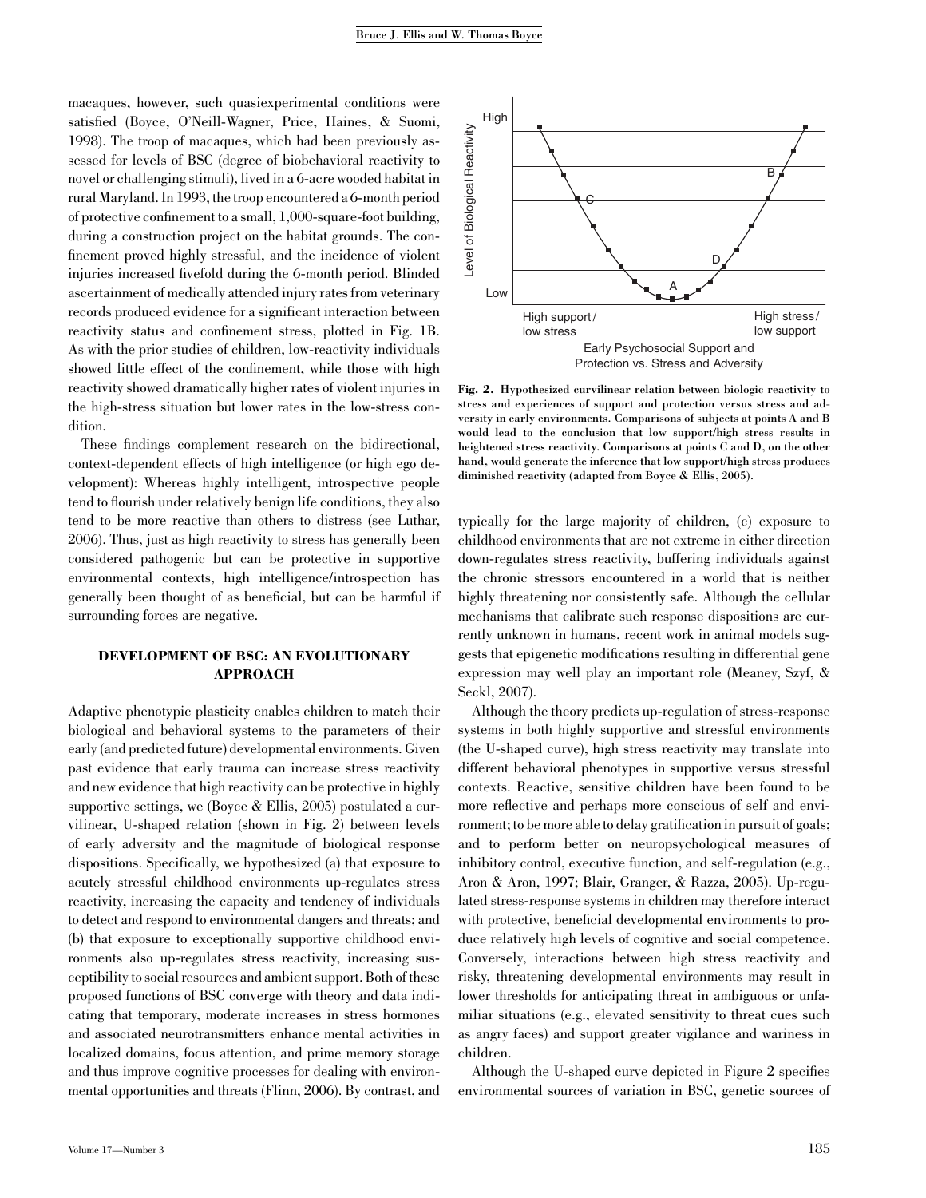macaques, however, such quasiexperimental conditions were satisfied (Boyce, O'Neill-Wagner, Price, Haines, & Suomi, 1998). The troop of macaques, which had been previously assessed for levels of BSC (degree of biobehavioral reactivity to novel or challenging stimuli), lived in a 6-acre wooded habitat in rural Maryland. In 1993, the troop encountered a 6-month period of protective confinement to a small, 1,000-square-foot building, during a construction project on the habitat grounds. The confinement proved highly stressful, and the incidence of violent injuries increased fivefold during the 6-month period. Blinded ascertainment of medically attended injury rates from veterinary records produced evidence for a significant interaction between reactivity status and confinement stress, plotted in Fig. 1B. As with the prior studies of children, low-reactivity individuals showed little effect of the confinement, while those with high reactivity showed dramatically higher rates of violent injuries in the high-stress situation but lower rates in the low-stress condition.

These findings complement research on the bidirectional, context-dependent effects of high intelligence (or high ego development): Whereas highly intelligent, introspective people tend to flourish under relatively benign life conditions, they also tend to be more reactive than others to distress (see Luthar, 2006). Thus, just as high reactivity to stress has generally been considered pathogenic but can be protective in supportive environmental contexts, high intelligence/introspection has generally been thought of as beneficial, but can be harmful if surrounding forces are negative.

## DEVELOPMENT OF BSC: AN EVOLUTIONARY APPROACH

Adaptive phenotypic plasticity enables children to match their biological and behavioral systems to the parameters of their early (and predicted future) developmental environments. Given past evidence that early trauma can increase stress reactivity and new evidence that high reactivity can be protective in highly supportive settings, we (Boyce & Ellis, 2005) postulated a curvilinear, U-shaped relation (shown in Fig. 2) between levels of early adversity and the magnitude of biological response dispositions. Specifically, we hypothesized (a) that exposure to acutely stressful childhood environments up-regulates stress reactivity, increasing the capacity and tendency of individuals to detect and respond to environmental dangers and threats; and (b) that exposure to exceptionally supportive childhood environments also up-regulates stress reactivity, increasing susceptibility to social resources and ambient support. Both of these proposed functions of BSC converge with theory and data indicating that temporary, moderate increases in stress hormones and associated neurotransmitters enhance mental activities in localized domains, focus attention, and prime memory storage and thus improve cognitive processes for dealing with environmental opportunities and threats (Flinn, 2006). By contrast, and typically for the large majority of children, (c) exposure to childhood environments that are not extreme in either direction down-regulates stress reactivity, buffering individuals against the chronic stressors encountered in a world that is neither highly threatening nor consistently safe. Although the cellular mechanisms that calibrate such response dispositions are currently unknown in humans, recent work in animal models suggests that epigenetic modifications resulting in differential gene expression may well play an important role (Meaney, Szyf, & Seckl, 2007).

**Fig. 2. Hypothesized curvilinear relation between biologic reactivity to stress and experiences of support and protection versus stress and adversity in early environments. Comparisons of subjects at points A and B would lead to the conclusion that low support/high stress results in heightened stress reactivity. Comparisons at points C and D, on the other hand, would generate the inference that low support/high stress produces diminished reactivity (adapted from Boyce & Ellis, 2005).**

Although the theory predicts up-regulation of stress-response systems in both highly supportive and stressful environments (the U-shaped curve), high stress reactivity may translate into different behavioral phenotypes in supportive versus stressful contexts. Reactive, sensitive children have been found to be more reflective and perhaps more conscious of self and environment; to be more able to delay gratification in pursuit of goals; and to perform better on neuropsychological measures of inhibitory control, executive function, and self-regulation (e.g., Aron & Aron, 1997; Blair, Granger, & Razza, 2005). Up-regulated stress-response systems in children may therefore interact with protective, beneficial developmental environments to produce relatively high levels of cognitive and social competence. Conversely, interactions between high stress reactivity and risky, threatening developmental environments may result in lower thresholds for anticipating threat in ambiguous or unfamiliar situations (e.g., elevated sensitivity to threat cues such as angry faces) and support greater vigilance and wariness in children.

Although the U-shaped curve depicted in Figure 2 specifies environmental sources of variation in BSC, genetic sources of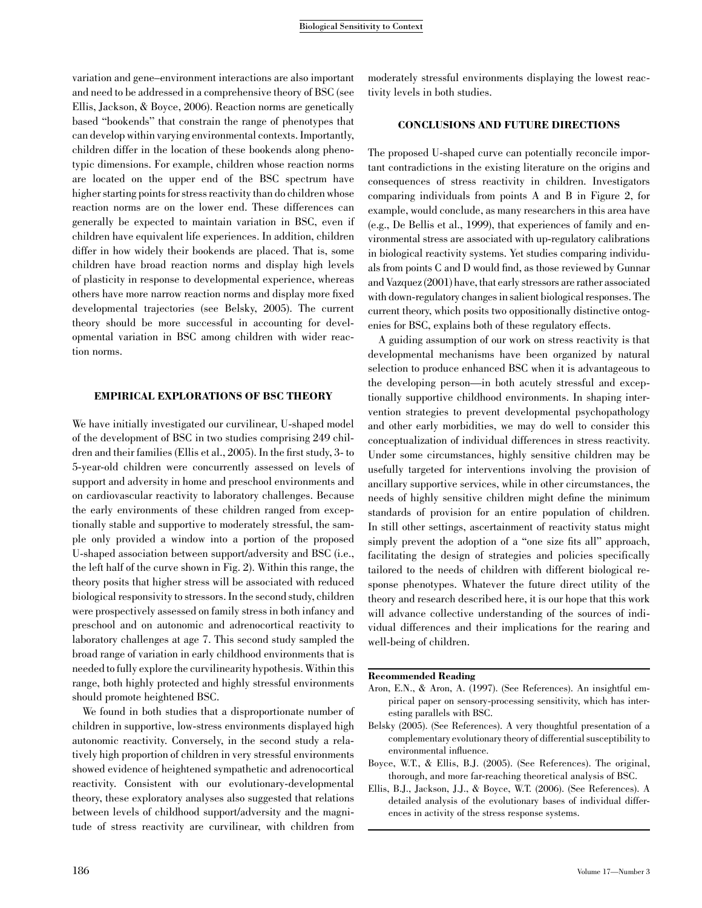variation and gene–environment interactions are also important and need to be addressed in a comprehensive theory of BSC (see Ellis, Jackson, & Boyce, 2006). Reaction norms are genetically based "bookends" that constrain the range of phenotypes that can develop within varying environmental contexts. Importantly, children differ in the location of these bookends along phenotypic dimensions. For example, children whose reaction norms are located on the upper end of the BSC spectrum have higher starting points for stress reactivity than do children whose reaction norms are on the lower end. These differences can generally be expected to maintain variation in BSC, even if children have equivalent life experiences. In addition, children differ in how widely their bookends are placed. That is, some children have broad reaction norms and display high levels of plasticity in response to developmental experience, whereas others have more narrow reaction norms and display more fixed developmental trajectories (see Belsky, 2005). The current theory should be more successful in accounting for developmental variation in BSC among children with wider reaction norms.

## EMPIRICAL EXPLORATIONS OF BSC THEORY

We have initially investigated our curvilinear, U-shaped model of the development of BSC in two studies comprising 249 children and their families (Ellis et al., 2005). In the first study, 3- to 5-year-old children were concurrently assessed on levels of support and adversity in home and preschool environments and on cardiovascular reactivity to laboratory challenges. Because the early environments of these children ranged from exceptionally stable and supportive to moderately stressful, the sample only provided a window into a portion of the proposed U-shaped association between support/adversity and BSC (i.e., the left half of the curve shown in Fig. 2). Within this range, the theory posits that higher stress will be associated with reduced biological responsivity to stressors. In the second study, children were prospectively assessed on family stress in both infancy and preschool and on autonomic and adrenocortical reactivity to laboratory challenges at age 7. This second study sampled the broad range of variation in early childhood environments that is needed to fully explore the curvilinearity hypothesis. Within this range, both highly protected and highly stressful environments should promote heightened BSC.

We found in both studies that a disproportionate number of children in supportive, low-stress environments displayed high autonomic reactivity. Conversely, in the second study a relatively high proportion of children in very stressful environments showed evidence of heightened sympathetic and adrenocortical reactivity. Consistent with our evolutionary-developmental theory, these exploratory analyses also suggested that relations between levels of childhood support/adversity and the magnitude of stress reactivity are curvilinear, with children from moderately stressful environments displaying the lowest reactivity levels in both studies.

## CONCLUSIONS AND FUTURE DIRECTIONS

The proposed U-shaped curve can potentially reconcile important contradictions in the existing literature on the origins and consequences of stress reactivity in children. Investigators comparing individuals from points A and B in Figure 2, for example, would conclude, as many researchers in this area have (e.g., De Bellis et al., 1999), that experiences of family and environmental stress are associated with up-regulatory calibrations in biological reactivity systems. Yet studies comparing individuals from points C and D would find, as those reviewed by Gunnar and Vazquez (2001) have, that early stressors are rather associated with down-regulatory changes in salient biological responses. The current theory, which posits two oppositionally distinctive ontogenies for BSC, explains both of these regulatory effects.

A guiding assumption of our work on stress reactivity is that developmental mechanisms have been organized by natural selection to produce enhanced BSC when it is advantageous to the developing person—in both acutely stressful and exceptionally supportive childhood environments. In shaping intervention strategies to prevent developmental psychopathology and other early morbidities, we may do well to consider this conceptualization of individual differences in stress reactivity. Under some circumstances, highly sensitive children may be usefully targeted for interventions involving the provision of ancillary supportive services, while in other circumstances, the needs of highly sensitive children might define the minimum standards of provision for an entire population of children. In still other settings, ascertainment of reactivity status might simply prevent the adoption of a "one size fits all" approach, facilitating the design of strategies and policies specifically tailored to the needs of children with different biological response phenotypes. Whatever the future direct utility of the theory and research described here, it is our hope that this work will advance collective understanding of the sources of individual differences and their implications for the rearing and well-being of children.

**Recommended Reading**

Aron, E.N., & Aron, A. (1997). (See References). An insightful empirical paper on sensory-processing sensitivity, which has interesting parallels with BSC.

Belsky (2005). (See References). A very thoughtful presentation of a complementary evolutionary theory of differential susceptibility to environmental influence.

Boyce, W.T., & Ellis, B.J. (2005). (See References). The original, thorough, and more far-reaching theoretical analysis of BSC.

Ellis, B.J., Jackson, J.J., & Boyce, W.T. (2006). (See References). A detailed analysis of the evolutionary bases of individual differences in activity of the stress response systems.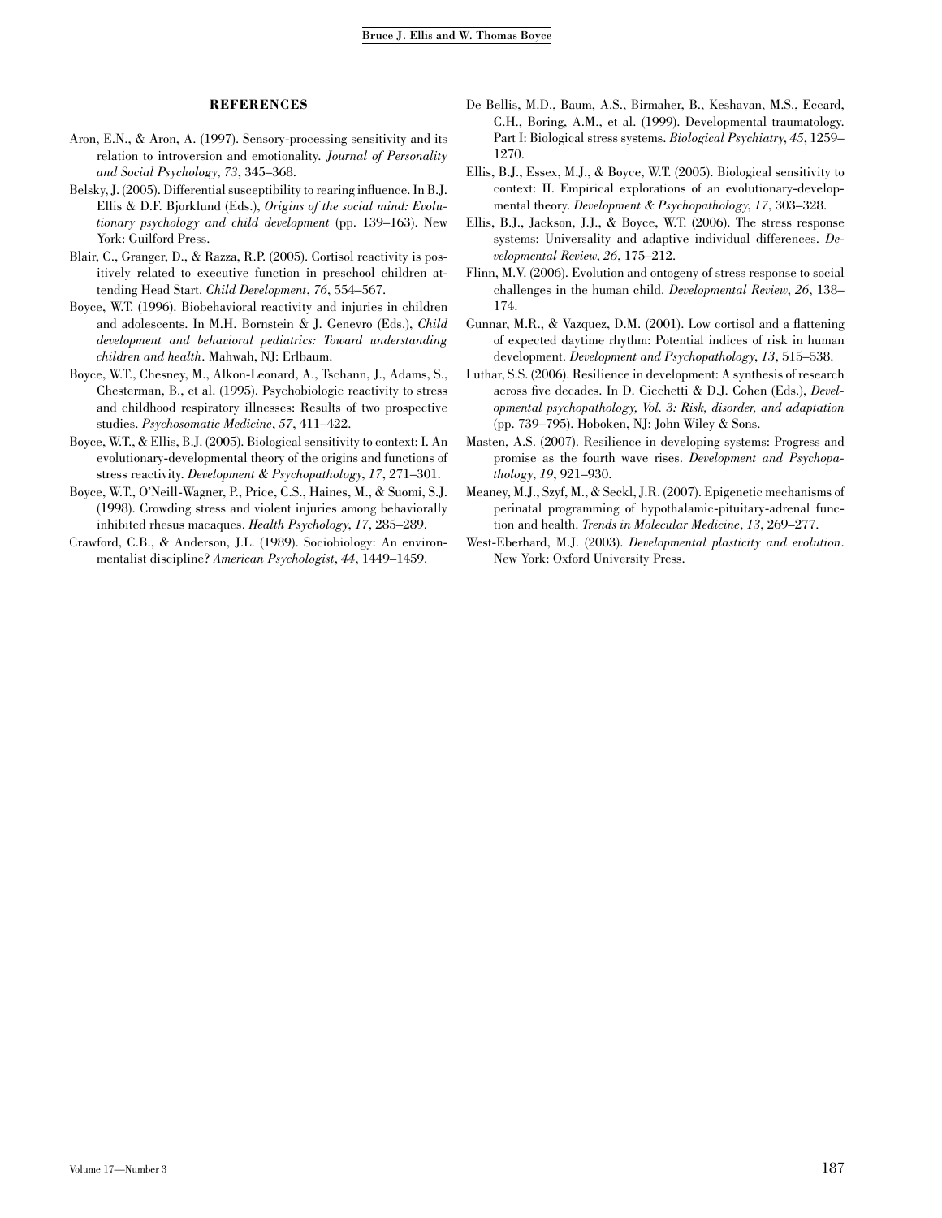## REFERENCES

Aron, E.N., & Aron, A. (1997). Sensory-processing sensitivity and its relation to introversion and emotionality. *Journal of Personality and Social Psychology*, *73*, 345–368.

Belsky, J. (2005). Differential susceptibility to rearing influence. In B.J. Ellis & D.F. Bjorklund (Eds.), *Origins of the social mind: Evolutionary psychology and child development* (pp. 139–163). New York: Guilford Press.

Blair, C., Granger, D., & Razza, R.P. (2005). Cortisol reactivity is positively related to executive function in preschool children attending Head Start. *Child Development*, *76*, 554–567.

Boyce, W.T. (1996). Biobehavioral reactivity and injuries in children and adolescents. In M.H. Bornstein & J. Genevro (Eds.), *Child development and behavioral pediatrics: Toward understanding children and health*. Mahwah, NJ: Erlbaum.

Boyce, W.T., Chesney, M., Alkon-Leonard, A., Tschann, J., Adams, S., Chesterman, B., et al. (1995). Psychobiologic reactivity to stress and childhood respiratory illnesses: Results of two prospective studies. *Psychosomatic Medicine*, *57*, 411–422.

Boyce, W.T., & Ellis, B.J. (2005). Biological sensitivity to context: I. An evolutionary-developmental theory of the origins and functions of stress reactivity. *Development & Psychopathology*, *17*, 271–301.

Boyce, W.T., O'Neill-Wagner, P., Price, C.S., Haines, M., & Suomi, S.J. (1998). Crowding stress and violent injuries among behaviorally inhibited rhesus macaques. *Health Psychology*, *17*, 285–289.

Crawford, C.B., & Anderson, J.L. (1989). Sociobiology: An environmentalist discipline? *American Psychologist*, *44*, 1449–1459.

De Bellis, M.D., Baum, A.S., Birmaher, B., Keshavan, M.S., Eccard, C.H., Boring, A.M., et al. (1999). Developmental traumatology. Part I: Biological stress systems. *Biological Psychiatry*, *45*, 1259–1270.

Ellis, B.J., Essex, M.J., & Boyce, W.T. (2005). Biological sensitivity to context: II. Empirical explorations of an evolutionary-developmental theory. *Development & Psychopathology*, *17*, 303–328.

Ellis, B.J., Jackson, J.J., & Boyce, W.T. (2006). The stress response systems: Universality and adaptive individual differences. *Developmental Review*, *26*, 175–212.

Flinn, M.V. (2006). Evolution and ontogeny of stress response to social challenges in the human child. *Developmental Review*, *26*, 138–174.

Gunnar, M.R., & Vazquez, D.M. (2001). Low cortisol and a flattening of expected daytime rhythm: Potential indices of risk in human development. *Development and Psychopathology*, *13*, 515–538.

Luthar, S.S. (2006). Resilience in development: A synthesis of research across five decades. In D. Cicchetti & D.J. Cohen (Eds.), *Developmental psychopathology, Vol. 3: Risk, disorder, and adaptation* (pp. 739–795). Hoboken, NJ: John Wiley & Sons.

Masten, A.S. (2007). Resilience in developing systems: Progress and promise as the fourth wave rises. *Development and Psychopathology*, *19*, 921–930.

Meaney, M.J., Szyf, M., & Seckl, J.R. (2007). Epigenetic mechanisms of perinatal programming of hypothalamic-pituitary-adrenal function and health. *Trends in Molecular Medicine*, *13*, 269–277.

West-Eberhard, M.J. (2003). *Developmental plasticity and evolution*. New York: Oxford University Press.